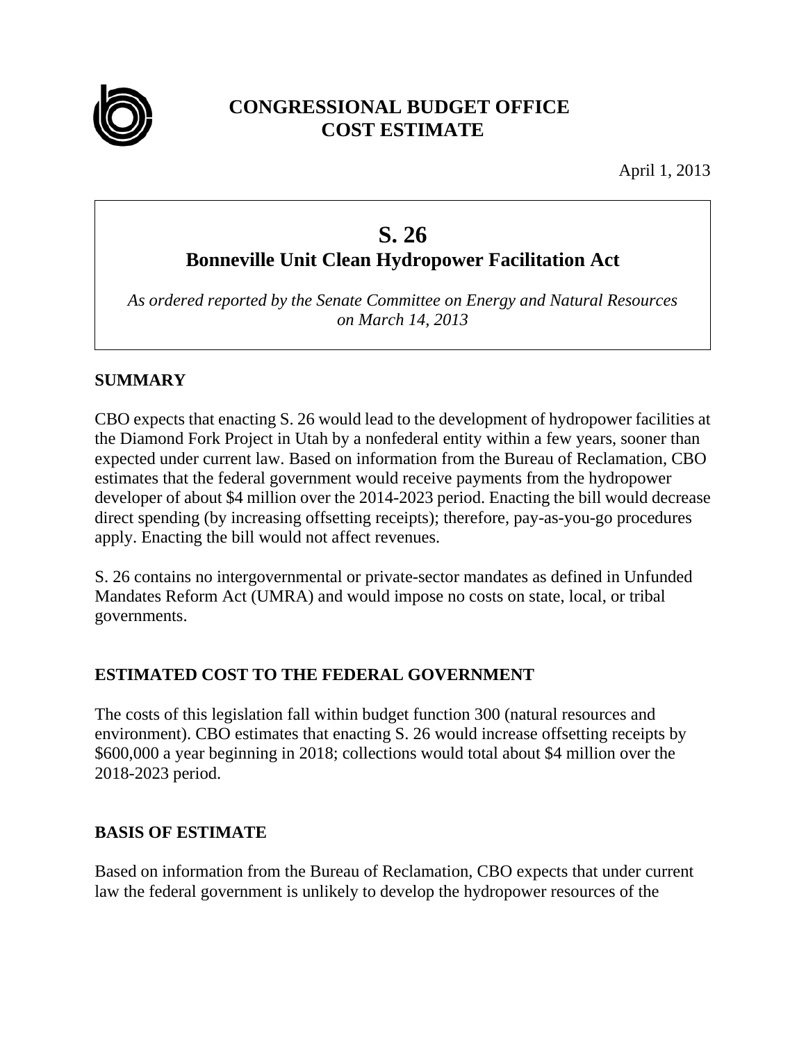# CONGRESSIONAL BUDGET OFFICE
# COST ESTIMATE

April 1, 2013

## S. 26
## Bonneville Unit Clean Hydropower Facilitation Act

*As ordered reported by the Senate Committee on Energy and Natural Resources on March 14, 2013*

### SUMMARY

CBO expects that enacting S. 26 would lead to the development of hydropower facilities at the Diamond Fork Project in Utah by a nonfederal entity within a few years, sooner than expected under current law. Based on information from the Bureau of Reclamation, CBO estimates that the federal government would receive payments from the hydropower developer of about $4 million over the 2014-2023 period. Enacting the bill would decrease direct spending (by increasing offsetting receipts); therefore, pay-as-you-go procedures apply. Enacting the bill would not affect revenues.

S. 26 contains no intergovernmental or private-sector mandates as defined in Unfunded Mandates Reform Act (UMRA) and would impose no costs on state, local, or tribal governments.

### ESTIMATED COST TO THE FEDERAL GOVERNMENT

The costs of this legislation fall within budget function 300 (natural resources and environment). CBO estimates that enacting S. 26 would increase offsetting receipts by $600,000 a year beginning in 2018; collections would total about $4 million over the 2018-2023 period.

### BASIS OF ESTIMATE

Based on information from the Bureau of Reclamation, CBO expects that under current law the federal government is unlikely to develop the hydropower resources of the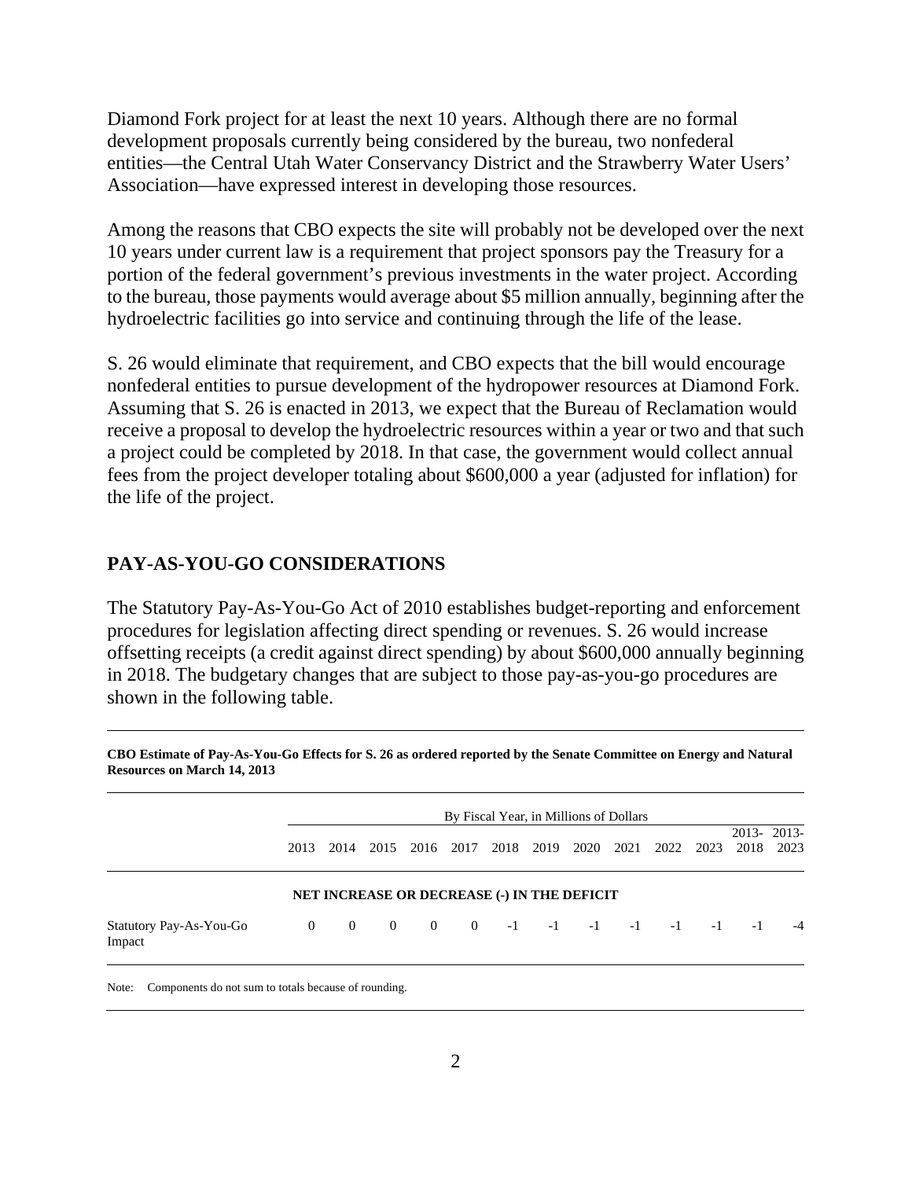Diamond Fork project for at least the next 10 years. Although there are no formal development proposals currently being considered by the bureau, two nonfederal entities—the Central Utah Water Conservancy District and the Strawberry Water Users' Association—have expressed interest in developing those resources.

Among the reasons that CBO expects the site will probably not be developed over the next 10 years under current law is a requirement that project sponsors pay the Treasury for a portion of the federal government's previous investments in the water project. According to the bureau, those payments would average about $5 million annually, beginning after the hydroelectric facilities go into service and continuing through the life of the lease.

S. 26 would eliminate that requirement, and CBO expects that the bill would encourage nonfederal entities to pursue development of the hydropower resources at Diamond Fork. Assuming that S. 26 is enacted in 2013, we expect that the Bureau of Reclamation would receive a proposal to develop the hydroelectric resources within a year or two and that such a project could be completed by 2018. In that case, the government would collect annual fees from the project developer totaling about $600,000 a year (adjusted for inflation) for the life of the project.

## PAY-AS-YOU-GO CONSIDERATIONS

The Statutory Pay-As-You-Go Act of 2010 establishes budget-reporting and enforcement procedures for legislation affecting direct spending or revenues. S. 26 would increase offsetting receipts (a credit against direct spending) by about $600,000 annually beginning in 2018. The budgetary changes that are subject to those pay-as-you-go procedures are shown in the following table.

**CBO Estimate of Pay-As-You-Go Effects for S. 26 as ordered reported by the Senate Committee on Energy and Natural Resources on March 14, 2013**

| | By Fiscal Year, in Millions of Dollars | | | | | | | | | | | | |
|---|---|---|---|---|---|---|---|---|---|---|---|---|---|
| | 2013 | 2014 | 2015 | 2016 | 2017 | 2018 | 2019 | 2020 | 2021 | 2022 | 2023 | 2013-2018 | 2013-2023 |
| | **NET INCREASE OR DECREASE (-) IN THE DEFICIT** | | | | | | | | | | | | |
| Statutory Pay-As-You-Go Impact | 0 | 0 | 0 | 0 | 0 | -1 | -1 | -1 | -1 | -1 | -1 | -1 | -4 |

Note: Components do not sum to totals because of rounding.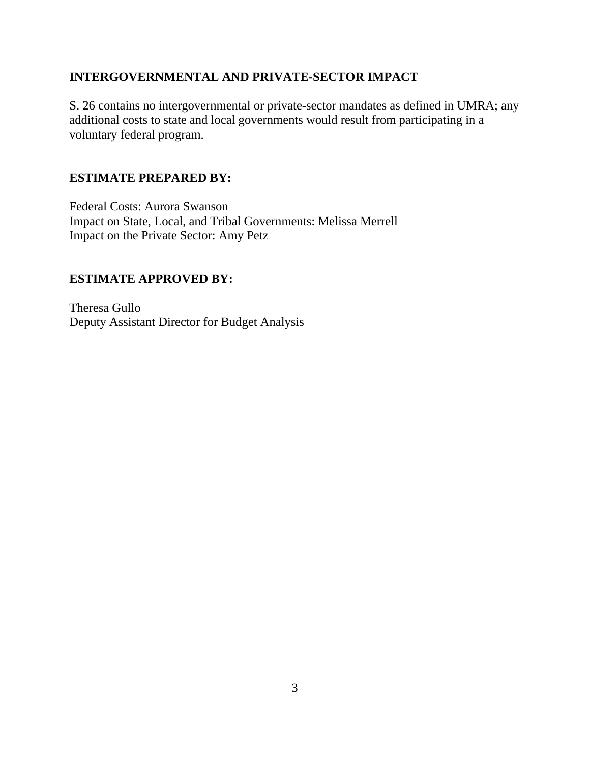**INTERGOVERNMENTAL AND PRIVATE-SECTOR IMPACT**

S. 26 contains no intergovernmental or private-sector mandates as defined in UMRA; any additional costs to state and local governments would result from participating in a voluntary federal program.

**ESTIMATE PREPARED BY:**

Federal Costs: Aurora Swanson
Impact on State, Local, and Tribal Governments: Melissa Merrell
Impact on the Private Sector: Amy Petz

**ESTIMATE APPROVED BY:**

Theresa Gullo
Deputy Assistant Director for Budget Analysis